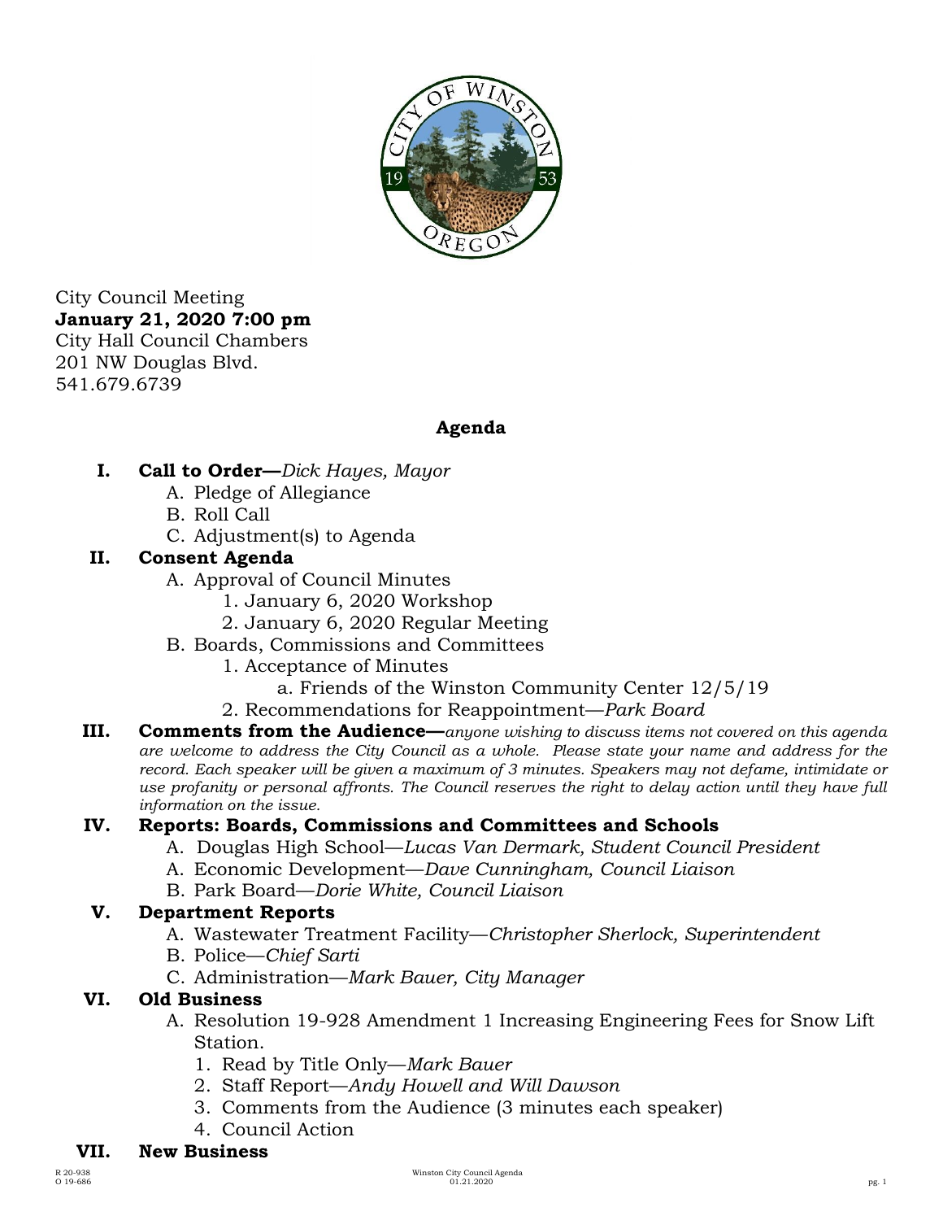City Council Meeting
**January 21, 2020 7:00 pm**
City Hall Council Chambers
201 NW Douglas Blvd.
541.679.6739

## Agenda

**I. Call to Order—***Dick Hayes, Mayor*

A. Pledge of Allegiance
B. Roll Call
C. Adjustment(s) to Agenda

**II. Consent Agenda**

A. Approval of Council Minutes
  1. January 6, 2020 Workshop
  2. January 6, 2020 Regular Meeting
B. Boards, Commissions and Committees
  1. Acceptance of Minutes
    a. Friends of the Winston Community Center 12/5/19
  2. Recommendations for Reappointment—*Park Board*

**III. Comments from the Audience—***anyone wishing to discuss items not covered on this agenda are welcome to address the City Council as a whole. Please state your name and address for the record. Each speaker will be given a maximum of 3 minutes. Speakers may not defame, intimidate or use profanity or personal affronts. The Council reserves the right to delay action until they have full information on the issue.*

**IV. Reports: Boards, Commissions and Committees and Schools**

A. Douglas High School—*Lucas Van Dermark, Student Council President*
A. Economic Development—*Dave Cunningham, Council Liaison*
B. Park Board—*Dorie White, Council Liaison*

**V. Department Reports**

A. Wastewater Treatment Facility—*Christopher Sherlock, Superintendent*
B. Police—*Chief Sarti*
C. Administration—*Mark Bauer, City Manager*

**VI. Old Business**

A. Resolution 19-928 Amendment 1 Increasing Engineering Fees for Snow Lift Station.
  1. Read by Title Only—*Mark Bauer*
  2. Staff Report—*Andy Howell and Will Dawson*
  3. Comments from the Audience (3 minutes each speaker)
  4. Council Action

**VII. New Business**

R 20-938
O 19-686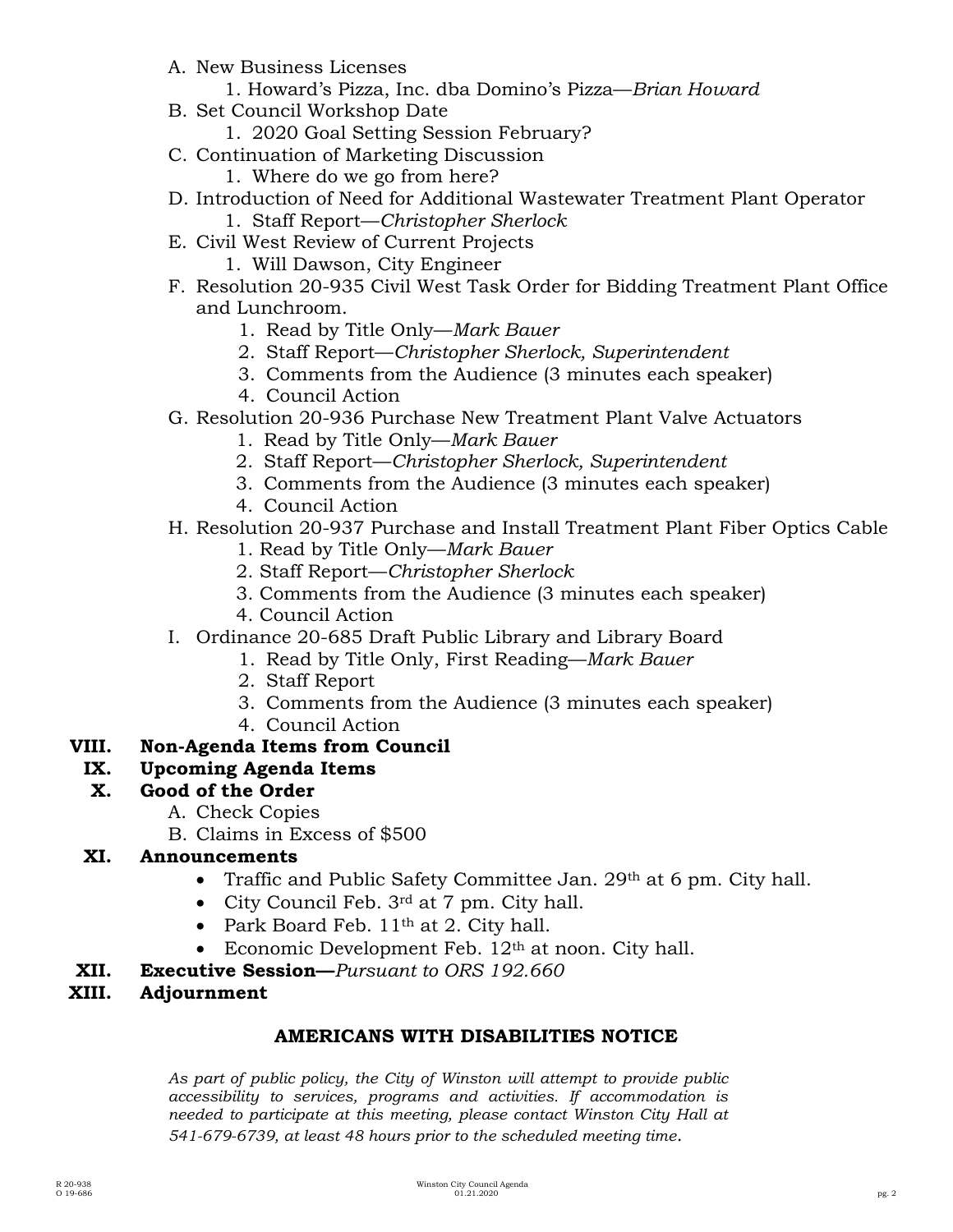A. New Business Licenses
    1. Howard's Pizza, Inc. dba Domino's Pizza—*Brian Howard*

B. Set Council Workshop Date
    1. 2020 Goal Setting Session February?

C. Continuation of Marketing Discussion
    1. Where do we go from here?

D. Introduction of Need for Additional Wastewater Treatment Plant Operator
    1. Staff Report—*Christopher Sherlock*

E. Civil West Review of Current Projects
    1. Will Dawson, City Engineer

F. Resolution 20-935 Civil West Task Order for Bidding Treatment Plant Office and Lunchroom.
    1. Read by Title Only—*Mark Bauer*
    2. Staff Report—*Christopher Sherlock, Superintendent*
    3. Comments from the Audience (3 minutes each speaker)
    4. Council Action

G. Resolution 20-936 Purchase New Treatment Plant Valve Actuators
    1. Read by Title Only—*Mark Bauer*
    2. Staff Report—*Christopher Sherlock, Superintendent*
    3. Comments from the Audience (3 minutes each speaker)
    4. Council Action

H. Resolution 20-937 Purchase and Install Treatment Plant Fiber Optics Cable
    1. Read by Title Only—*Mark Bauer*
    2. Staff Report—*Christopher Sherlock*
    3. Comments from the Audience (3 minutes each speaker)
    4. Council Action

I. Ordinance 20-685 Draft Public Library and Library Board
    1. Read by Title Only, First Reading—*Mark Bauer*
    2. Staff Report
    3. Comments from the Audience (3 minutes each speaker)
    4. Council Action

**VIII. Non-Agenda Items from Council**

**IX. Upcoming Agenda Items**

**X. Good of the Order**

A. Check Copies

B. Claims in Excess of $500

**XI. Announcements**

- Traffic and Public Safety Committee Jan. 29th at 6 pm. City hall.
- City Council Feb. 3rd at 7 pm. City hall.
- Park Board Feb. 11th at 2. City hall.
- Economic Development Feb. 12th at noon. City hall.

**XII. Executive Session—***Pursuant to ORS 192.660*

**XIII. Adjournment**

**AMERICANS WITH DISABILITIES NOTICE**

*As part of public policy, the City of Winston will attempt to provide public accessibility to services, programs and activities. If accommodation is needed to participate at this meeting, please contact Winston City Hall at 541-679-6739, at least 48 hours prior to the scheduled meeting time.*

R 20-938
O 19-686